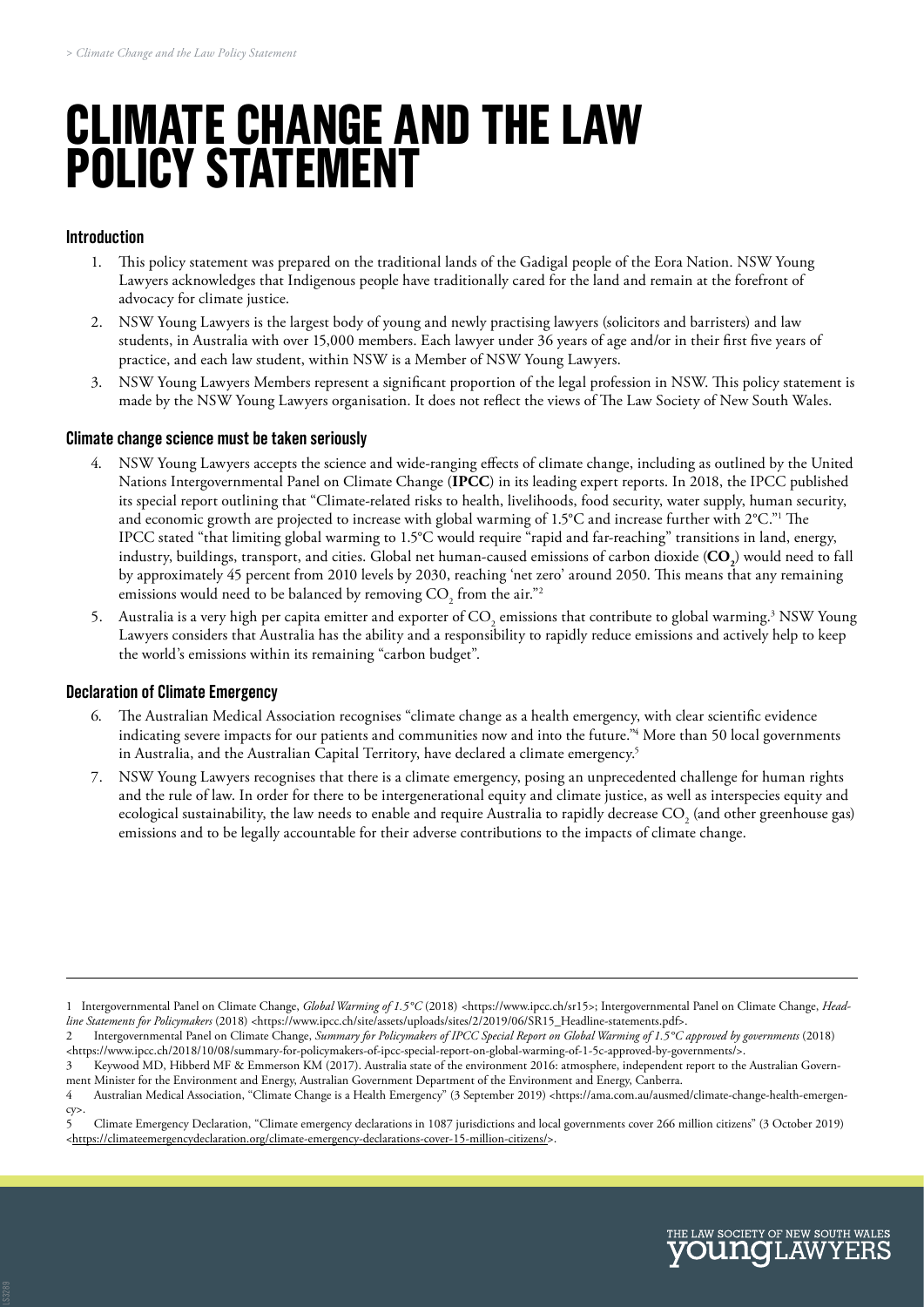# CLIMATE CHANGE AND THE LAW POLICY STATEMENT

## Introduction

1. This policy statement was prepared on the traditional lands of the Gadigal people of the Eora Nation. NSW Young Lawyers acknowledges that Indigenous people have traditionally cared for the land and remain at the forefront of advocacy for climate justice.
2. NSW Young Lawyers is the largest body of young and newly practising lawyers (solicitors and barristers) and law students, in Australia with over 15,000 members. Each lawyer under 36 years of age and/or in their first five years of practice, and each law student, within NSW is a Member of NSW Young Lawyers.
3. NSW Young Lawyers Members represent a significant proportion of the legal profession in NSW. This policy statement is made by the NSW Young Lawyers organisation. It does not reflect the views of The Law Society of New South Wales.

## Climate change science must be taken seriously

4. NSW Young Lawyers accepts the science and wide-ranging effects of climate change, including as outlined by the United Nations Intergovernmental Panel on Climate Change (**IPCC**) in its leading expert reports. In 2018, the IPCC published its special report outlining that "Climate-related risks to health, livelihoods, food security, water supply, human security, and economic growth are projected to increase with global warming of 1.5°C and increase further with 2°C."[1] The IPCC stated "that limiting global warming to 1.5°C would require "rapid and far-reaching" transitions in land, energy, industry, buildings, transport, and cities. Global net human-caused emissions of carbon dioxide (**$CO_2$**) would need to fall by approximately 45 percent from 2010 levels by 2030, reaching 'net zero' around 2050. This means that any remaining emissions would need to be balanced by removing $CO_2$ from the air."[2]
5. Australia is a very high per capita emitter and exporter of $CO_2$ emissions that contribute to global warming.[3] NSW Young Lawyers considers that Australia has the ability and a responsibility to rapidly reduce emissions and actively help to keep the world's emissions within its remaining "carbon budget".

## Declaration of Climate Emergency

6. The Australian Medical Association recognises "climate change as a health emergency, with clear scientific evidence indicating severe impacts for our patients and communities now and into the future."[4] More than 50 local governments in Australia, and the Australian Capital Territory, have declared a climate emergency.[5]
7. NSW Young Lawyers recognises that there is a climate emergency, posing an unprecedented challenge for human rights and the rule of law. In order for there to be intergenerational equity and climate justice, as well as interspecies equity and ecological sustainability, the law needs to enable and require Australia to rapidly decrease $CO_2$ (and other greenhouse gas) emissions and to be legally accountable for their adverse contributions to the impacts of climate change.

---

1 Intergovernmental Panel on Climate Change, *Global Warming of 1.5°C* (2018) <https://www.ipcc.ch/sr15>; Intergovernmental Panel on Climate Change, *Headline Statements for Policymakers* (2018) <https://www.ipcc.ch/site/assets/uploads/sites/2/2019/06/SR15_Headline-statements.pdf>.

2 Intergovernmental Panel on Climate Change, *Summary for Policymakers of IPCC Special Report on Global Warming of 1.5°C approved by governments* (2018) <https://www.ipcc.ch/2018/10/08/summary-for-policymakers-of-ipcc-special-report-on-global-warming-of-1-5c-approved-by-governments/>.

3 Keywood MD, Hibberd MF & Emmerson KM (2017). Australia state of the environment 2016: atmosphere, independent report to the Australian Government Minister for the Environment and Energy, Australian Government Department of the Environment and Energy, Canberra.

4 Australian Medical Association, "Climate Change is a Health Emergency" (3 September 2019) <https://ama.com.au/ausmed/climate-change-health-emergency>.

5 Climate Emergency Declaration, "Climate emergency declarations in 1087 jurisdictions and local governments cover 266 million citizens" (3 October 2019) <https://climateemergencydeclaration.org/climate-emergency-declarations-cover-15-million-citizens/>.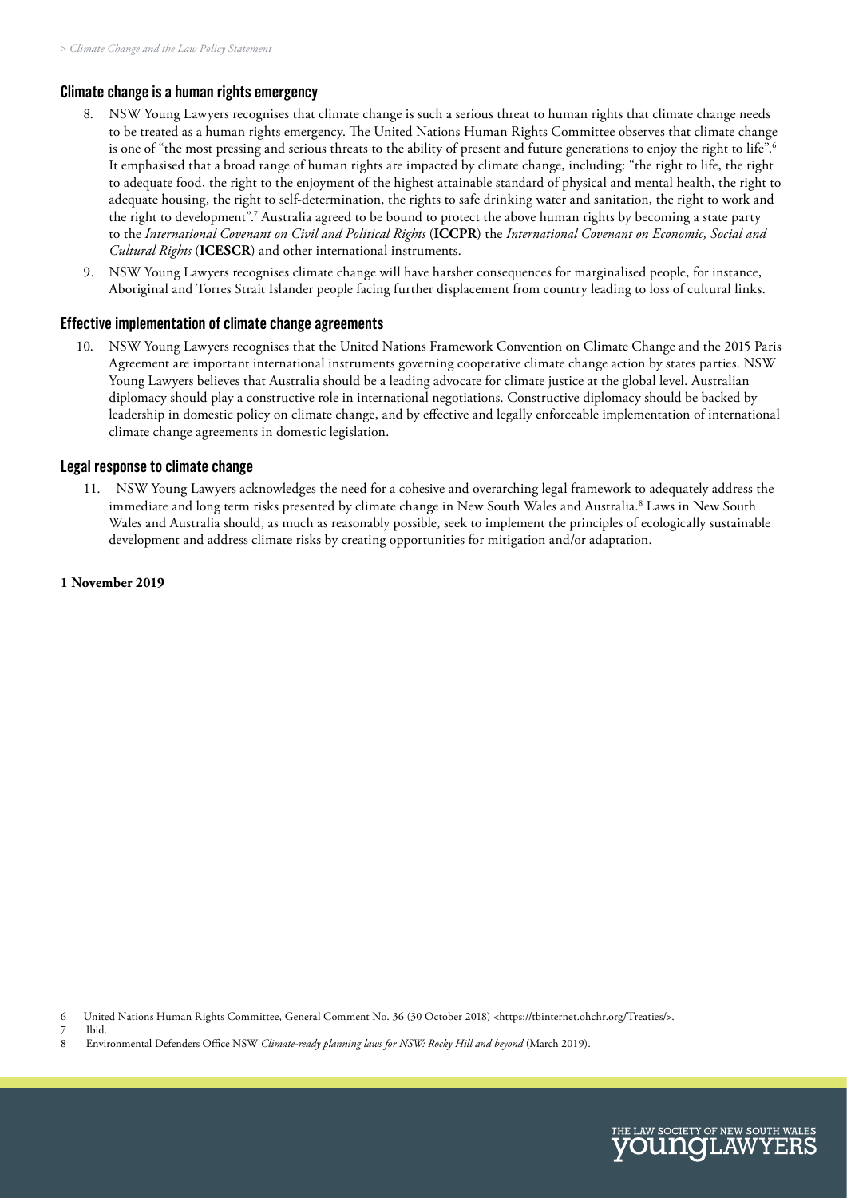## Climate change is a human rights emergency

8. NSW Young Lawyers recognises that climate change is such a serious threat to human rights that climate change needs to be treated as a human rights emergency. The United Nations Human Rights Committee observes that climate change is one of "the most pressing and serious threats to the ability of present and future generations to enjoy the right to life".[6] It emphasised that a broad range of human rights are impacted by climate change, including: "the right to life, the right to adequate food, the right to the enjoyment of the highest attainable standard of physical and mental health, the right to adequate housing, the right to self-determination, the rights to safe drinking water and sanitation, the right to work and the right to development".[7] Australia agreed to be bound to protect the above human rights by becoming a state party to the *International Covenant on Civil and Political Rights* (**ICCPR**) the *International Covenant on Economic, Social and Cultural Rights* (**ICESCR**) and other international instruments.
9. NSW Young Lawyers recognises climate change will have harsher consequences for marginalised people, for instance, Aboriginal and Torres Strait Islander people facing further displacement from country leading to loss of cultural links.

## Effective implementation of climate change agreements

10. NSW Young Lawyers recognises that the United Nations Framework Convention on Climate Change and the 2015 Paris Agreement are important international instruments governing cooperative climate change action by states parties. NSW Young Lawyers believes that Australia should be a leading advocate for climate justice at the global level. Australian diplomacy should play a constructive role in international negotiations. Constructive diplomacy should be backed by leadership in domestic policy on climate change, and by effective and legally enforceable implementation of international climate change agreements in domestic legislation.

## Legal response to climate change

11. NSW Young Lawyers acknowledges the need for a cohesive and overarching legal framework to adequately address the immediate and long term risks presented by climate change in New South Wales and Australia.[8] Laws in New South Wales and Australia should, as much as reasonably possible, seek to implement the principles of ecologically sustainable development and address climate risks by creating opportunities for mitigation and/or adaptation.

**1 November 2019**

---

6 United Nations Human Rights Committee, General Comment No. 36 (30 October 2018) <https://tbinternet.ohchr.org/Treaties/>.

7 Ibid.

8 Environmental Defenders Office NSW *Climate-ready planning laws for NSW: Rocky Hill and beyond* (March 2019).